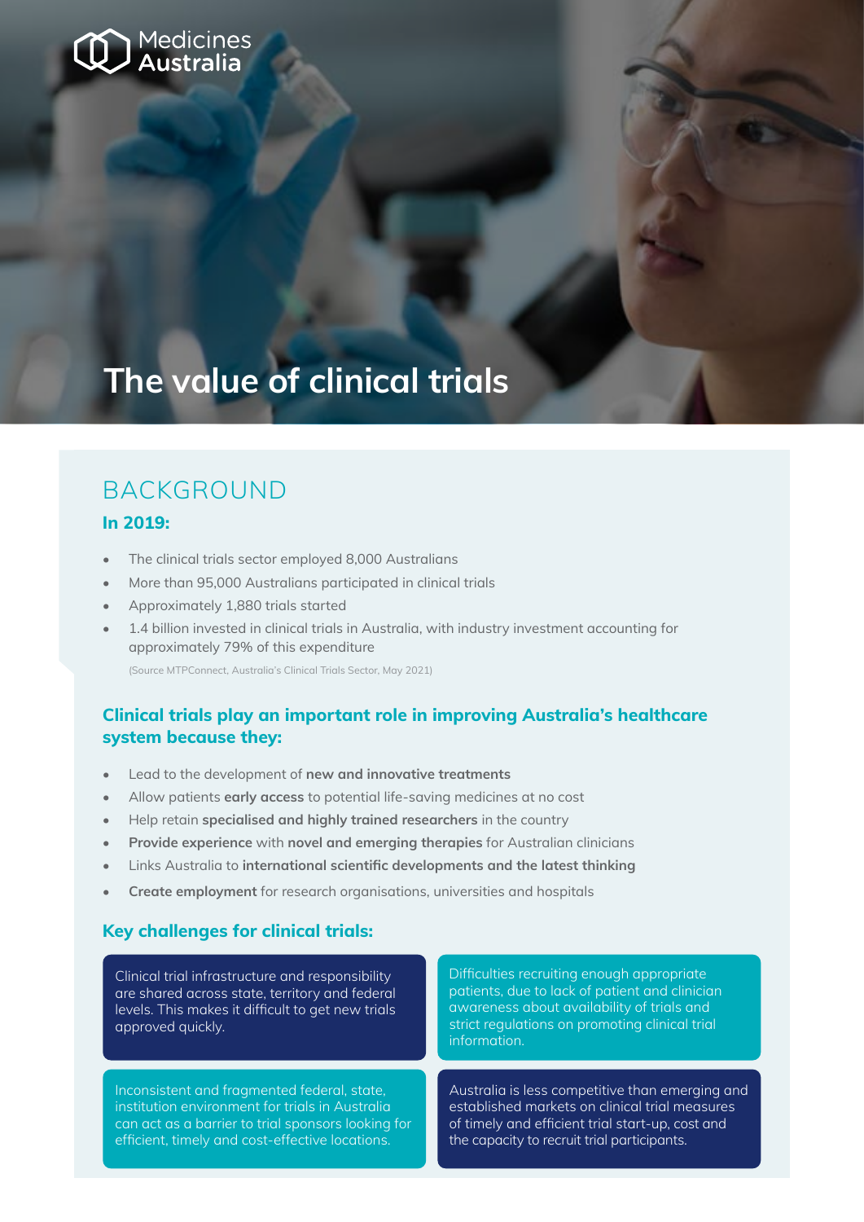Medicines Australia

# The value of clinical trials

## BACKGROUND

### In 2019:

- The clinical trials sector employed 8,000 Australians
- More than 95,000 Australians participated in clinical trials
- Approximately 1,880 trials started
- 1.4 billion invested in clinical trials in Australia, with industry investment accounting for approximately 79% of this expenditure

(Source MTPConnect, Australia's Clinical Trials Sector, May 2021)

### Clinical trials play an important role in improving Australia's healthcare system because they:

- Lead to the development of **new and innovative treatments**
- Allow patients **early access** to potential life-saving medicines at no cost
- Help retain **specialised and highly trained researchers** in the country
- **Provide experience** with **novel and emerging therapies** for Australian clinicians
- Links Australia to **international scientific developments and the latest thinking**
- **Create employment** for research organisations, universities and hospitals

### Key challenges for clinical trials:

Clinical trial infrastructure and responsibility are shared across state, territory and federal levels. This makes it difficult to get new trials approved quickly.

Difficulties recruiting enough appropriate patients, due to lack of patient and clinician awareness about availability of trials and strict regulations on promoting clinical trial information.

Inconsistent and fragmented federal, state, institution environment for trials in Australia can act as a barrier to trial sponsors looking for efficient, timely and cost-effective locations.

Australia is less competitive than emerging and established markets on clinical trial measures of timely and efficient trial start-up, cost and the capacity to recruit trial participants.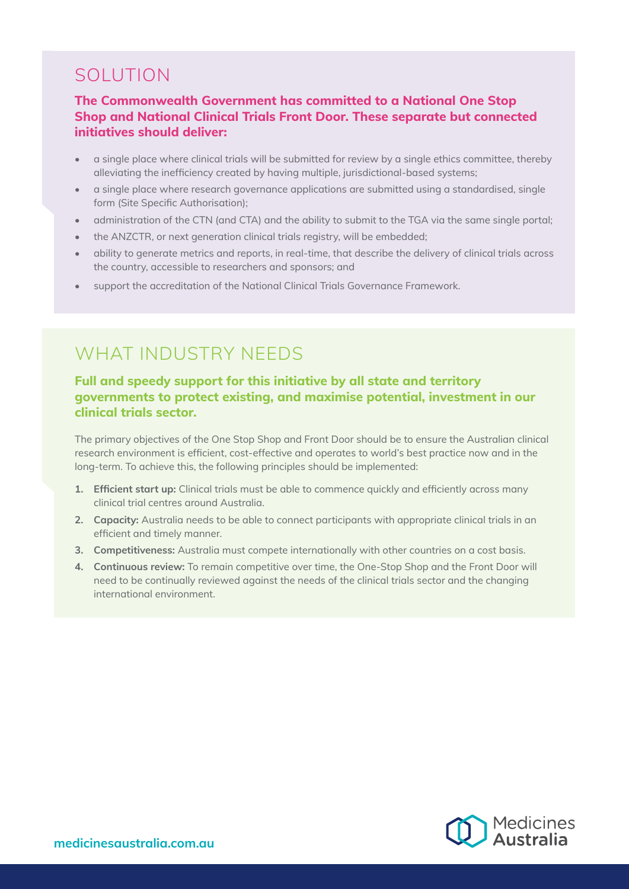## SOLUTION

**The Commonwealth Government has committed to a National One Stop Shop and National Clinical Trials Front Door. These separate but connected initiatives should deliver:**

- a single place where clinical trials will be submitted for review by a single ethics committee, thereby alleviating the inefficiency created by having multiple, jurisdictional-based systems;
- a single place where research governance applications are submitted using a standardised, single form (Site Specific Authorisation);
- administration of the CTN (and CTA) and the ability to submit to the TGA via the same single portal;
- the ANZCTR, or next generation clinical trials registry, will be embedded;
- ability to generate metrics and reports, in real-time, that describe the delivery of clinical trials across the country, accessible to researchers and sponsors; and
- support the accreditation of the National Clinical Trials Governance Framework.

## WHAT INDUSTRY NEEDS

**Full and speedy support for this initiative by all state and territory governments to protect existing, and maximise potential, investment in our clinical trials sector.**

The primary objectives of the One Stop Shop and Front Door should be to ensure the Australian clinical research environment is efficient, cost-effective and operates to world's best practice now and in the long-term. To achieve this, the following principles should be implemented:

1. **Efficient start up:** Clinical trials must be able to commence quickly and efficiently across many clinical trial centres around Australia.
2. **Capacity:** Australia needs to be able to connect participants with appropriate clinical trials in an efficient and timely manner.
3. **Competitiveness:** Australia must compete internationally with other countries on a cost basis.
4. **Continuous review:** To remain competitive over time, the One-Stop Shop and the Front Door will need to be continually reviewed against the needs of the clinical trials sector and the changing international environment.

medicinesaustralia.com.au

Medicines Australia